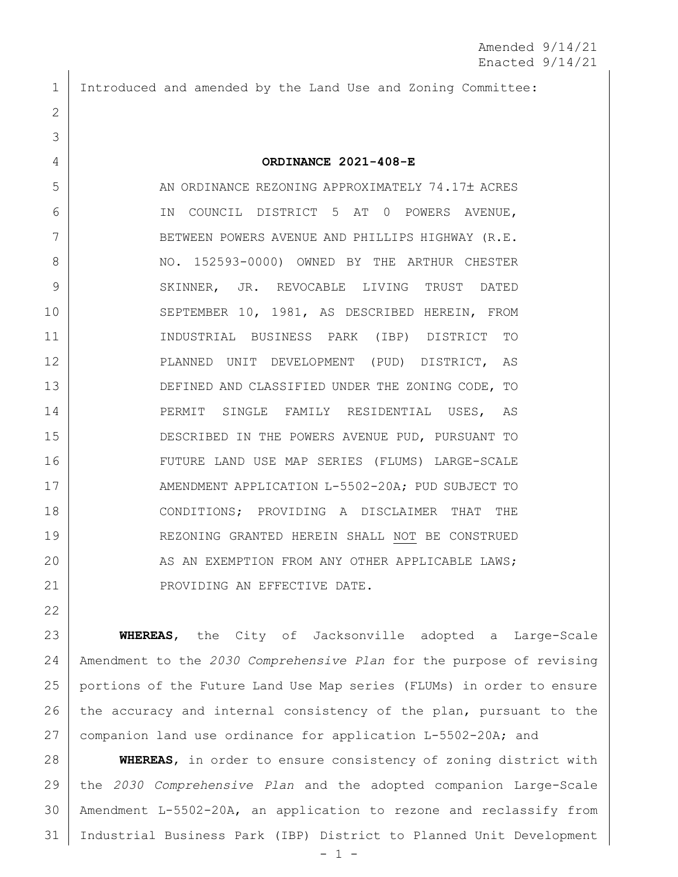Amended 9/14/21
Enacted 9/14/21

Introduced and amended by the Land Use and Zoning Committee:

**ORDINANCE 2021-408-E**

AN ORDINANCE REZONING APPROXIMATELY 74.17± ACRES IN COUNCIL DISTRICT 5 AT 0 POWERS AVENUE, BETWEEN POWERS AVENUE AND PHILLIPS HIGHWAY (R.E. NO. 152593-0000) OWNED BY THE ARTHUR CHESTER SKINNER, JR. REVOCABLE LIVING TRUST DATED SEPTEMBER 10, 1981, AS DESCRIBED HEREIN, FROM INDUSTRIAL BUSINESS PARK (IBP) DISTRICT TO PLANNED UNIT DEVELOPMENT (PUD) DISTRICT, AS DEFINED AND CLASSIFIED UNDER THE ZONING CODE, TO PERMIT SINGLE FAMILY RESIDENTIAL USES, AS DESCRIBED IN THE POWERS AVENUE PUD, PURSUANT TO FUTURE LAND USE MAP SERIES (FLUMS) LARGE-SCALE AMENDMENT APPLICATION L-5502-20A; PUD SUBJECT TO CONDITIONS; PROVIDING A DISCLAIMER THAT THE REZONING GRANTED HEREIN SHALL NOT BE CONSTRUED AS AN EXEMPTION FROM ANY OTHER APPLICABLE LAWS; PROVIDING AN EFFECTIVE DATE.

**WHEREAS**, the City of Jacksonville adopted a Large-Scale Amendment to the *2030 Comprehensive Plan* for the purpose of revising portions of the Future Land Use Map series (FLUMs) in order to ensure the accuracy and internal consistency of the plan, pursuant to the companion land use ordinance for application L-5502-20A; and

**WHEREAS**, in order to ensure consistency of zoning district with the *2030 Comprehensive Plan* and the adopted companion Large-Scale Amendment L-5502-20A, an application to rezone and reclassify from Industrial Business Park (IBP) District to Planned Unit Development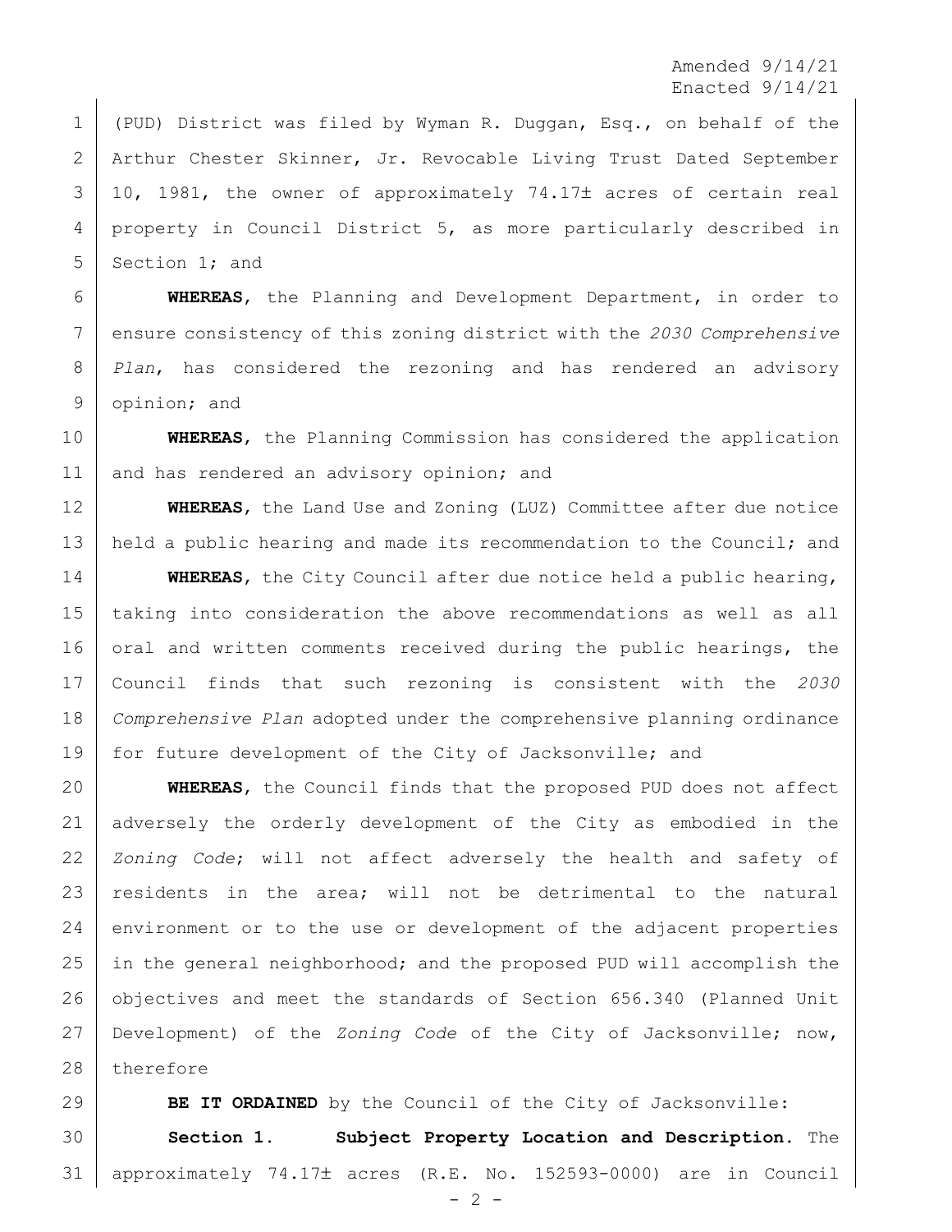(PUD) District was filed by Wyman R. Duggan, Esq., on behalf of the Arthur Chester Skinner, Jr. Revocable Living Trust Dated September 10, 1981, the owner of approximately 74.17± acres of certain real property in Council District 5, as more particularly described in Section 1; and

**WHEREAS**, the Planning and Development Department, in order to ensure consistency of this zoning district with the *2030 Comprehensive Plan*, has considered the rezoning and has rendered an advisory opinion; and

**WHEREAS**, the Planning Commission has considered the application and has rendered an advisory opinion; and

**WHEREAS**, the Land Use and Zoning (LUZ) Committee after due notice held a public hearing and made its recommendation to the Council; and

**WHEREAS**, the City Council after due notice held a public hearing, taking into consideration the above recommendations as well as all oral and written comments received during the public hearings, the Council finds that such rezoning is consistent with the *2030 Comprehensive Plan* adopted under the comprehensive planning ordinance for future development of the City of Jacksonville; and

**WHEREAS**, the Council finds that the proposed PUD does not affect adversely the orderly development of the City as embodied in the *Zoning Code*; will not affect adversely the health and safety of residents in the area; will not be detrimental to the natural environment or to the use or development of the adjacent properties in the general neighborhood; and the proposed PUD will accomplish the objectives and meet the standards of Section 656.340 (Planned Unit Development) of the *Zoning Code* of the City of Jacksonville; now, therefore

**BE IT ORDAINED** by the Council of the City of Jacksonville:

**Section 1. Subject Property Location and Description.** The approximately 74.17± acres (R.E. No. 152593-0000) are in Council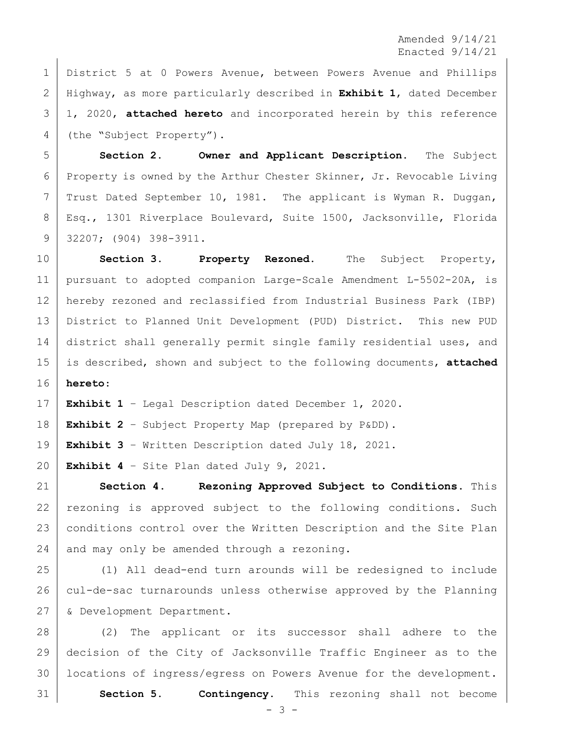Amended 9/14/21
Enacted 9/14/21

District 5 at 0 Powers Avenue, between Powers Avenue and Phillips Highway, as more particularly described in **Exhibit 1**, dated December 1, 2020, **attached hereto** and incorporated herein by this reference (the "Subject Property").

**Section 2. Owner and Applicant Description.** The Subject Property is owned by the Arthur Chester Skinner, Jr. Revocable Living Trust Dated September 10, 1981. The applicant is Wyman R. Duggan, Esq., 1301 Riverplace Boulevard, Suite 1500, Jacksonville, Florida 32207; (904) 398-3911.

**Section 3. Property Rezoned.** The Subject Property, pursuant to adopted companion Large-Scale Amendment L-5502-20A, is hereby rezoned and reclassified from Industrial Business Park (IBP) District to Planned Unit Development (PUD) District. This new PUD district shall generally permit single family residential uses, and is described, shown and subject to the following documents, **attached hereto**:

**Exhibit 1** – Legal Description dated December 1, 2020.

**Exhibit 2** – Subject Property Map (prepared by P&DD).

**Exhibit 3** – Written Description dated July 18, 2021.

**Exhibit 4** – Site Plan dated July 9, 2021.

**Section 4. Rezoning Approved Subject to Conditions.** This rezoning is approved subject to the following conditions. Such conditions control over the Written Description and the Site Plan and may only be amended through a rezoning.

(1) All dead-end turn arounds will be redesigned to include cul-de-sac turnarounds unless otherwise approved by the Planning & Development Department.

(2) The applicant or its successor shall adhere to the decision of the City of Jacksonville Traffic Engineer as to the locations of ingress/egress on Powers Avenue for the development.

**Section 5. Contingency.** This rezoning shall not become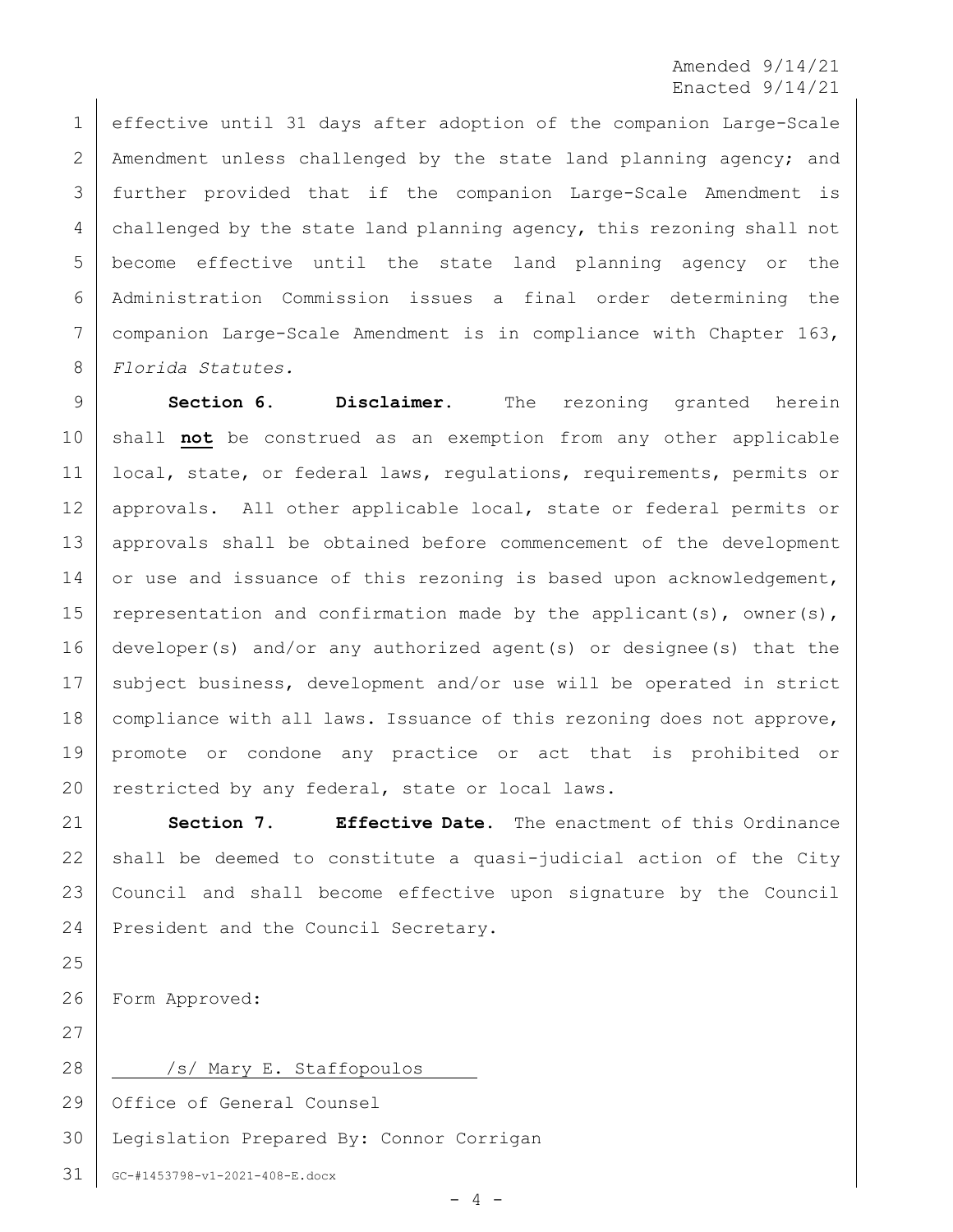Amended 9/14/21
Enacted 9/14/21

effective until 31 days after adoption of the companion Large-Scale Amendment unless challenged by the state land planning agency; and further provided that if the companion Large-Scale Amendment is challenged by the state land planning agency, this rezoning shall not become effective until the state land planning agency or the Administration Commission issues a final order determining the companion Large-Scale Amendment is in compliance with Chapter 163, *Florida Statutes*.

**Section 6. Disclaimer.** The rezoning granted herein shall **not** be construed as an exemption from any other applicable local, state, or federal laws, regulations, requirements, permits or approvals. All other applicable local, state or federal permits or approvals shall be obtained before commencement of the development or use and issuance of this rezoning is based upon acknowledgement, representation and confirmation made by the applicant(s), owner(s), developer(s) and/or any authorized agent(s) or designee(s) that the subject business, development and/or use will be operated in strict compliance with all laws. Issuance of this rezoning does not approve, promote or condone any practice or act that is prohibited or restricted by any federal, state or local laws.

**Section 7. Effective Date.** The enactment of this Ordinance shall be deemed to constitute a quasi-judicial action of the City Council and shall become effective upon signature by the Council President and the Council Secretary.

Form Approved:

/s/ Mary E. Staffopoulos

Office of General Counsel

Legislation Prepared By: Connor Corrigan

GC-#1453798-v1-2021-408-E.docx